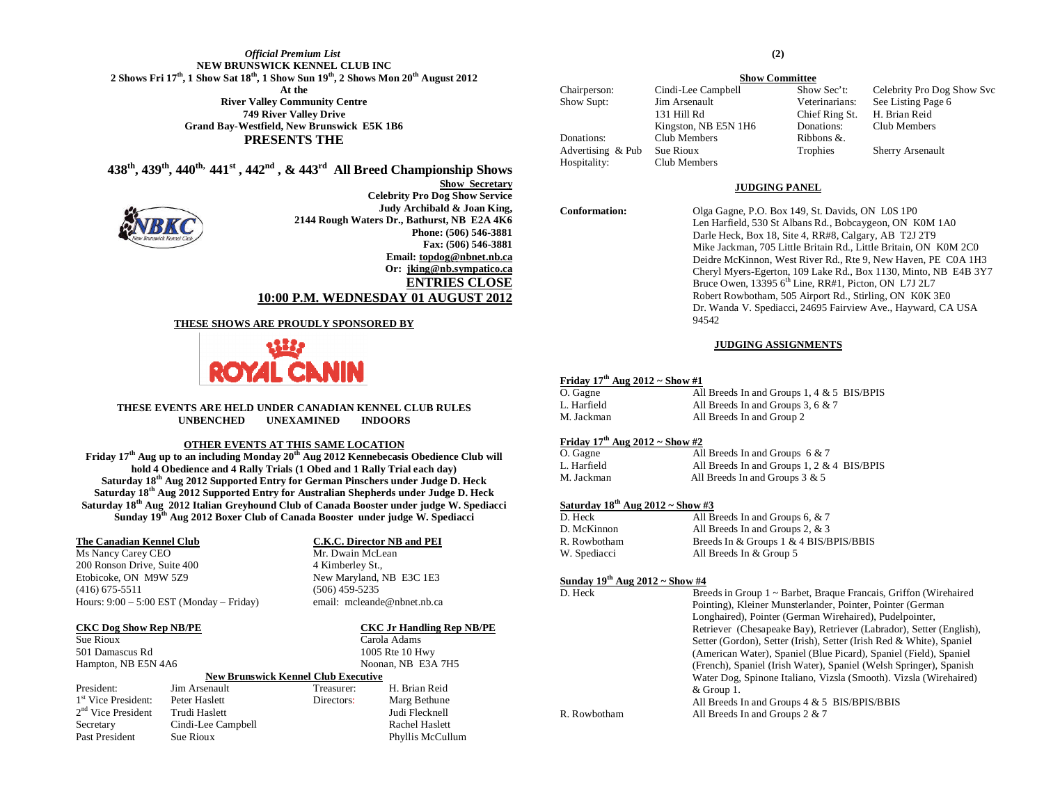*Official Premium List*

**NEW BRUNSWICK KENNEL CLUB INC**

**2 Shows Fri 17th, 1 Show Sat 18th, 1 Show Sun 19th, 2 Shows Mon 20th August 2012**

**At the**

**River Valley Community Centre**

**749 River Valley Drive**

**Grand Bay-Westfield, New Brunswick E5K 1B6**

**PRESENTS THE**

# 438th, 439th, 440th, 441st, 442nd, & 443rd All Breed Championship Shows

**Show Secretary**

**Celebrity Pro Dog Show Service**

**Judy Archibald & Joan King,**

**2144 Rough Waters Dr., Bathurst, NB E2A 4K6**

**Phone: (506) 546-3881**

**Fax: (506) 546-3881**

**Email: topdog@nbnet.nb.ca**

**Or: jking@nb.sympatico.ca**

**ENTRIES CLOSE**

**10:00 P.M. WEDNESDAY 01 AUGUST 2012**

**THESE SHOWS ARE PROUDLY SPONSORED BY**

ROYAL CANIN

**THESE EVENTS ARE HELD UNDER CANADIAN KENNEL CLUB RULES**

**UNBENCHED UNEXAMINED INDOORS**

**OTHER EVENTS AT THIS SAME LOCATION**

**Friday 17th Aug up to an including Monday 20th Aug 2012 Kennebecasis Obedience Club will hold 4 Obedience and 4 Rally Trials (1 Obed and 1 Rally Trial each day)**

**Saturday 18th Aug 2012 Supported Entry for German Pinschers under Judge D. Heck**

**Saturday 18th Aug 2012 Supported Entry for Australian Shepherds under Judge D. Heck**

**Saturday 18th Aug 2012 Italian Greyhound Club of Canada Booster under judge W. Spediacci**

**Sunday 19th Aug 2012 Boxer Club of Canada Booster under judge W. Spediacci**

**The Canadian Kennel Club**

Ms Nancy Carey CEO
200 Ronson Drive, Suite 400
Etobicoke, ON M9W 5Z9
(416) 675-5511
Hours: 9:00 – 5:00 EST (Monday – Friday)

**C.K.C. Director NB and PEI**

Mr. Dwain McLean
4 Kimberley St.,
New Maryland, NB E3C 1E3
(506) 459-5235
email: mcleande@nbnet.nb.ca

**CKC Dog Show Rep NB/PE**

Sue Rioux
501 Damascus Rd
Hampton, NB E5N 4A6

**CKC Jr Handling Rep NB/PE**

Carola Adams
1005 Rte 10 Hwy
Noonan, NB E3A 7H5

**New Brunswick Kennel Club Executive**

| | | | |
|---|---|---|---|
| President: | Jim Arsenault | Treasurer: | H. Brian Reid |
| 1st Vice President: | Peter Haslett | Directors: | Marg Bethune |
| 2nd Vice President | Trudi Haslett | | Judi Flecknell |
| Secretary | Cindi-Lee Campbell | | Rachel Haslett |
| Past President | Sue Rioux | | Phyllis McCullum |

**Show Committee**

| | | | |
|---|---|---|---|
| Chairperson: | Cindi-Lee Campbell | Show Sec't: | Celebrity Pro Dog Show Svc |
| Show Supt: | Jim Arsenault<br>131 Hill Rd<br>Kingston, NB E5N 1H6 | Veterinarians: | See Listing Page 6 |
| | | Chief Ring St. | H. Brian Reid |
| Donations: | Club Members | Donations: | Club Members |
| Advertising & Pub | Sue Rioux | Ribbons &.<br>Trophies | Sherry Arsenault |
| Hospitality: | Club Members | | |

**JUDGING PANEL**

**Conformation:**

Olga Gagne, P.O. Box 149, St. Davids, ON L0S 1P0
Len Harfield, 530 St Albans Rd., Bobcaygeon, ON K0M 1A0
Darle Heck, Box 18, Site 4, RR#8, Calgary, AB T2J 2T9
Mike Jackman, 705 Little Britain Rd., Little Britain, ON K0M 2C0
Deidre McKinnon, West River Rd., Rte 9, New Haven, PE C0A 1H3
Cheryl Myers-Egerton, 109 Lake Rd., Box 1130, Minto, NB E4B 3Y7
Bruce Owen, 13395 6th Line, RR#1, Picton, ON L7J 2L7
Robert Rowbotham, 505 Airport Rd., Stirling, ON K0K 3E0
Dr. Wanda V. Spediacci, 24695 Fairview Ave., Hayward, CA USA 94542

**JUDGING ASSIGNMENTS**

**Friday 17th Aug 2012 ~ Show #1**

| | |
|---|---|
| O. Gagne | All Breeds In and Groups 1, 4 & 5 BIS/BPIS |
| L. Harfield | All Breeds In and Groups 3, 6 & 7 |
| M. Jackman | All Breeds In and Group 2 |

**Friday 17th Aug 2012 ~ Show #2**

| | |
|---|---|
| O. Gagne | All Breeds In and Groups 6 & 7 |
| L. Harfield | All Breeds In and Groups 1, 2 & 4 BIS/BPIS |
| M. Jackman | All Breeds In and Groups 3 & 5 |

**Saturday 18th Aug 2012 ~ Show #3**

| | |
|---|---|
| D. Heck | All Breeds In and Groups 6, & 7 |
| D. McKinnon | All Breeds In and Groups 2, & 3 |
| R. Rowbotham | Breeds In & Groups 1 & 4 BIS/BPIS/BBIS |
| W. Spediacci | All Breeds In & Group 5 |

**Sunday 19th Aug 2012 ~ Show #4**

| | |
|---|---|
| D. Heck | Breeds in Group 1 ~ Barbet, Braque Francais, Griffon (Wirehaired Pointing), Kleiner Munsterlander, Pointer, Pointer (German Longhaired), Pointer (German Wirehaired), Pudelpointer, Retriever (Chesapeake Bay), Retriever (Labrador), Setter (English), Setter (Gordon), Setter (Irish), Setter (Irish Red & White), Spaniel (American Water), Spaniel (Blue Picard), Spaniel (Field), Spaniel (French), Spaniel (Irish Water), Spaniel (Welsh Springer), Spanish Water Dog, Spinone Italiano, Vizsla (Smooth). Vizsla (Wirehaired) & Group 1.<br>All Breeds In and Groups 4 & 5 BIS/BPIS/BBIS |
| R. Rowbotham | All Breeds In and Groups 2 & 7 |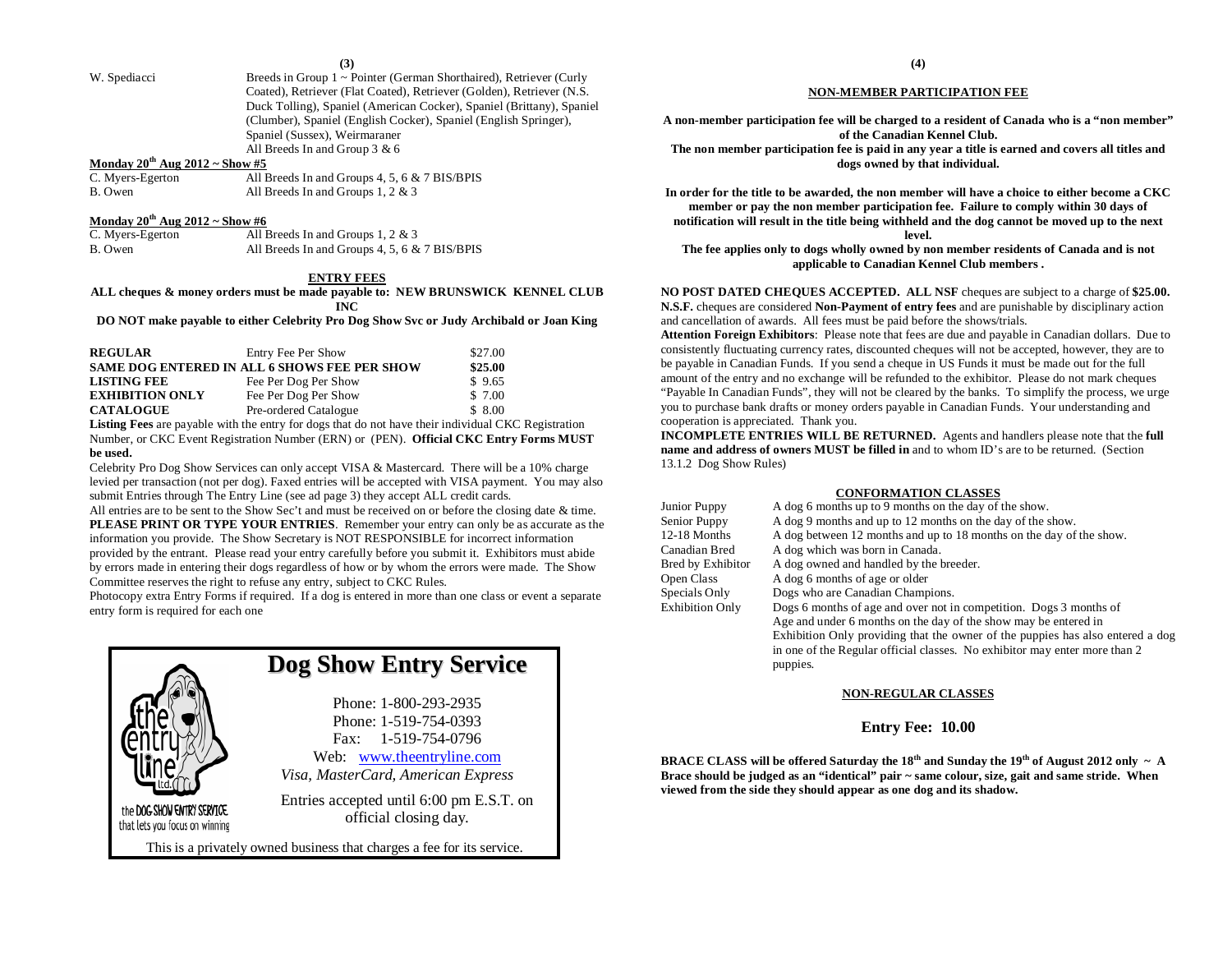| | |
|---|---|
| W. Spediacci | Breeds in Group 1 ~ Pointer (German Shorthaired), Retriever (Curly Coated), Retriever (Flat Coated), Retriever (Golden), Retriever (N.S. Duck Tolling), Spaniel (American Cocker), Spaniel (Brittany), Spaniel (Clumber), Spaniel (English Cocker), Spaniel (English Springer), Spaniel (Sussex), Weirmaraner |
| | All Breeds In and Group 3 & 6 |

**Monday 20th Aug 2012 ~ Show #5**

| | |
|---|---|
| C. Myers-Egerton | All Breeds In and Groups 4, 5, 6 & 7 BIS/BPIS |
| B. Owen | All Breeds In and Groups 1, 2 & 3 |

**Monday 20th Aug 2012 ~ Show #6**

| | |
|---|---|
| C. Myers-Egerton | All Breeds In and Groups 1, 2 & 3 |
| B. Owen | All Breeds In and Groups 4, 5, 6 & 7 BIS/BPIS |

## ENTRY FEES

**ALL cheques & money orders must be made payable to: NEW BRUNSWICK KENNEL CLUB INC**

**DO NOT make payable to either Celebrity Pro Dog Show Svc or Judy Archibald or Joan King**

| | | |
|---|---|---|
| **REGULAR** | Entry Fee Per Show | $27.00 |
| **SAME DOG ENTERED IN ALL 6 SHOWS FEE PER SHOW** | | **$25.00** |
| **LISTING FEE** | Fee Per Dog Per Show | $ 9.65 |
| **EXHIBITION ONLY** | Fee Per Dog Per Show | $ 7.00 |
| **CATALOGUE** | Pre-ordered Catalogue | $ 8.00 |

**Listing Fees** are payable with the entry for dogs that do not have their individual CKC Registration Number, or CKC Event Registration Number (ERN) or (PEN). **Official CKC Entry Forms MUST be used.**

Celebrity Pro Dog Show Services can only accept VISA & Mastercard. There will be a 10% charge levied per transaction (not per dog). Faxed entries will be accepted with VISA payment. You may also submit Entries through The Entry Line (see ad page 3) they accept ALL credit cards.

All entries are to be sent to the Show Sec't and must be received on or before the closing date & time. **PLEASE PRINT OR TYPE YOUR ENTRIES**. Remember your entry can only be as accurate as the information you provide. The Show Secretary is NOT RESPONSIBLE for incorrect information provided by the entrant. Please read your entry carefully before you submit it. Exhibitors must abide by errors made in entering their dogs regardless of how or by whom the errors were made. The Show Committee reserves the right to refuse any entry, subject to CKC Rules.

Photocopy extra Entry Forms if required. If a dog is entered in more than one class or event a separate entry form is required for each one

## Dog Show Entry Service

the entry line ltd.
the DOG-SHOW ENTRY SERVICE that lets you focus on winning

Phone: 1-800-293-2935
Phone: 1-519-754-0393
Fax: 1-519-754-0796
Web: www.theentryline.com
*Visa, MasterCard, American Express*

Entries accepted until 6:00 pm E.S.T. on official closing day.

This is a privately owned business that charges a fee for its service.

## NON-MEMBER PARTICIPATION FEE

**A non-member participation fee will be charged to a resident of Canada who is a "non member" of the Canadian Kennel Club.**

**The non member participation fee is paid in any year a title is earned and covers all titles and dogs owned by that individual.**

**In order for the title to be awarded, the non member will have a choice to either become a CKC member or pay the non member participation fee. Failure to comply within 30 days of notification will result in the title being withheld and the dog cannot be moved up to the next level.**

**The fee applies only to dogs wholly owned by non member residents of Canada and is not applicable to Canadian Kennel Club members .**

**NO POST DATED CHEQUES ACCEPTED. ALL NSF** cheques are subject to a charge of **$25.00. N.S.F.** cheques are considered **Non-Payment of entry fees** and are punishable by disciplinary action and cancellation of awards. All fees must be paid before the shows/trials.

**Attention Foreign Exhibitors**: Please note that fees are due and payable in Canadian dollars. Due to consistently fluctuating currency rates, discounted cheques will not be accepted, however, they are to be payable in Canadian Funds. If you send a cheque in US Funds it must be made out for the full amount of the entry and no exchange will be refunded to the exhibitor. Please do not mark cheques "Payable In Canadian Funds", they will not be cleared by the banks. To simplify the process, we urge you to purchase bank drafts or money orders payable in Canadian Funds. Your understanding and cooperation is appreciated. Thank you.

**INCOMPLETE ENTRIES WILL BE RETURNED.** Agents and handlers please note that the **full name and address of owners MUST be filled in** and to whom ID's are to be returned. (Section 13.1.2 Dog Show Rules)

## CONFORMATION CLASSES

| | |
|---|---|
| Junior Puppy | A dog 6 months up to 9 months on the day of the show. |
| Senior Puppy | A dog 9 months and up to 12 months on the day of the show. |
| 12-18 Months | A dog between 12 months and up to 18 months on the day of the show. |
| Canadian Bred | A dog which was born in Canada. |
| Bred by Exhibitor | A dog owned and handled by the breeder. |
| Open Class | A dog 6 months of age or older |
| Specials Only | Dogs who are Canadian Champions. |
| Exhibition Only | Dogs 6 months of age and over not in competition. Dogs 3 months of Age and under 6 months on the day of the show may be entered in Exhibition Only providing that the owner of the puppies has also entered a dog in one of the Regular official classes. No exhibitor may enter more than 2 puppies. |

## NON-REGULAR CLASSES

### Entry Fee: 10.00

**BRACE CLASS will be offered Saturday the 18th and Sunday the 19th of August 2012 only ~ A Brace should be judged as an "identical" pair ~ same colour, size, gait and same stride. When viewed from the side they should appear as one dog and its shadow.**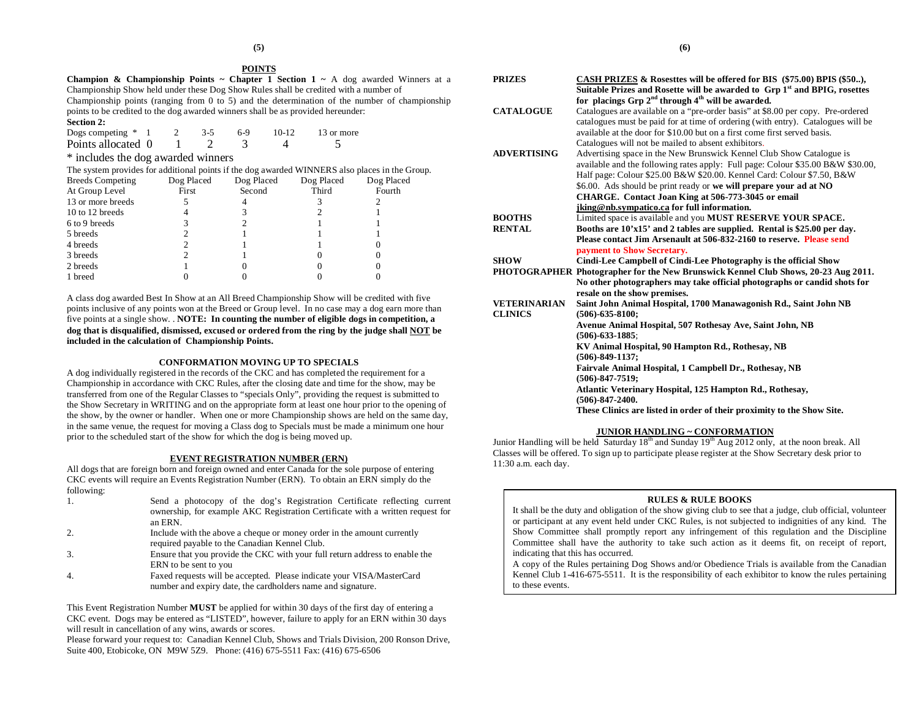## POINTS

**Champion & Championship Points ~ Chapter 1 Section 1 ~** A dog awarded Winners at a Championship Show held under these Dog Show Rules shall be credited with a number of Championship points (ranging from 0 to 5) and the determination of the number of championship points to be credited to the dog awarded winners shall be as provided hereunder:

**Section 2:**

| Dogs competing * | 1 | 2 | 3-5 | 6-9 | 10-12 | 13 or more |
|---|---|---|---|---|---|---|
| Points allocated | 0 | 1 | 2 | 3 | 4 | 5 |

\* includes the dog awarded winners

The system provides for additional points if the dog awarded WINNERS also places in the Group.

| Breeds Competing At Group Level | Dog Placed First | Dog Placed Second | Dog Placed Third | Dog Placed Fourth |
|---|---|---|---|---|
| 13 or more breeds | 5 | 4 | 3 | 2 |
| 10 to 12 breeds | 4 | 3 | 2 | 1 |
| 6 to 9 breeds | 3 | 2 | 1 | 1 |
| 5 breeds | 2 | 1 | 1 | 1 |
| 4 breeds | 2 | 1 | 1 | 0 |
| 3 breeds | 2 | 1 | 0 | 0 |
| 2 breeds | 1 | 0 | 0 | 0 |
| 1 breed | 0 | 0 | 0 | 0 |

A class dog awarded Best In Show at an All Breed Championship Show will be credited with five points inclusive of any points won at the Breed or Group level. In no case may a dog earn more than five points at a single show. . **NOTE: In counting the number of eligible dogs in competition, a dog that is disqualified, dismissed, excused or ordered from the ring by the judge shall NOT be included in the calculation of Championship Points.**

## CONFORMATION MOVING UP TO SPECIALS

A dog individually registered in the records of the CKC and has completed the requirement for a Championship in accordance with CKC Rules, after the closing date and time for the show, may be transferred from one of the Regular Classes to "specials Only", providing the request is submitted to the Show Secretary in WRITING and on the appropriate form at least one hour prior to the opening of the show, by the owner or handler. When one or more Championship shows are held on the same day, in the same venue, the request for moving a Class dog to Specials must be made a minimum one hour prior to the scheduled start of the show for which the dog is being moved up.

## EVENT REGISTRATION NUMBER (ERN)

All dogs that are foreign born and foreign owned and enter Canada for the sole purpose of entering CKC events will require an Events Registration Number (ERN). To obtain an ERN simply do the following:

1. Send a photocopy of the dog's Registration Certificate reflecting current ownership, for example AKC Registration Certificate with a written request for an ERN.
2. Include with the above a cheque or money order in the amount currently required payable to the Canadian Kennel Club.
3. Ensure that you provide the CKC with your full return address to enable the ERN to be sent to you
4. Faxed requests will be accepted. Please indicate your VISA/MasterCard number and expiry date, the cardholders name and signature.

This Event Registration Number **MUST** be applied for within 30 days of the first day of entering a CKC event. Dogs may be entered as "LISTED", however, failure to apply for an ERN within 30 days will result in cancellation of any wins, awards or scores.

Please forward your request to: Canadian Kennel Club, Shows and Trials Division, 200 Ronson Drive, Suite 400, Etobicoke, ON M9W 5Z9. Phone: (416) 675-5511 Fax: (416) 675-6506

**PRIZES** — **CASH PRIZES & Rosesttes will be offered for BIS ($75.00) BPIS ($50..), Suitable Prizes and Rosette will be awarded to Grp 1st and BPIG, rosettes for placings Grp 2nd through 4th will be awarded.**

**CATALOGUE** — Catalogues are available on a "pre-order basis" at $8.00 per copy. Pre-ordered catalogues must be paid for at time of ordering (with entry). Catalogues will be available at the door for $10.00 but on a first come first served basis. Catalogues will not be mailed to absent exhibitors.

**ADVERTISING** — Advertising space in the New Brunswick Kennel Club Show Catalogue is available and the following rates apply: Full page: Colour $35.00 B&W $30.00, Half page: Colour $25.00 B&W $20.00. Kennel Card: Colour $7.50, B&W $6.00. Ads should be print ready or **we will prepare your ad at NO CHARGE. Contact Joan King at 506-773-3045 or email jking@nb.sympatico.ca for full information.**

**BOOTHS RENTAL** — Limited space is available and you **MUST RESERVE YOUR SPACE. Booths are 10'x15' and 2 tables are supplied. Rental is $25.00 per day. Please contact Jim Arsenault at 506-832-2160 to reserve. Please send payment to Show Secretary.**

**SHOW PHOTOGRAPHER** — **Cindi-Lee Campbell of Cindi-Lee Photography is the official Show Photographer for the New Brunswick Kennel Club Shows, 20-23 Aug 2011. No other photographers may take official photographs or candid shots for resale on the show premises.**

**VETERINARIAN CLINICS** — **Saint John Animal Hospital, 1700 Manawagonish Rd., Saint John NB (506)-635-8100; Avenue Animal Hospital, 507 Rothesay Ave, Saint John, NB (506)-633-1885; KV Animal Hospital, 90 Hampton Rd., Rothesay, NB (506)-849-1137; Fairvale Animal Hospital, 1 Campbell Dr., Rothesay, NB (506)-847-7519; Atlantic Veterinary Hospital, 125 Hampton Rd., Rothesay, (506)-847-2400. These Clinics are listed in order of their proximity to the Show Site.**

## JUNIOR HANDLING ~ CONFORMATION

Junior Handling will be held Saturday 18th and Sunday 19th Aug 2012 only, at the noon break. All Classes will be offered. To sign up to participate please register at the Show Secretary desk prior to 11:30 a.m. each day.

## RULES & RULE BOOKS

It shall be the duty and obligation of the show giving club to see that a judge, club official, volunteer or participant at any event held under CKC Rules, is not subjected to indignities of any kind. The Show Committee shall promptly report any infringement of this regulation and the Discipline Committee shall have the authority to take such action as it deems fit, on receipt of report, indicating that this has occurred.

A copy of the Rules pertaining Dog Shows and/or Obedience Trials is available from the Canadian Kennel Club 1-416-675-5511. It is the responsibility of each exhibitor to know the rules pertaining to these events.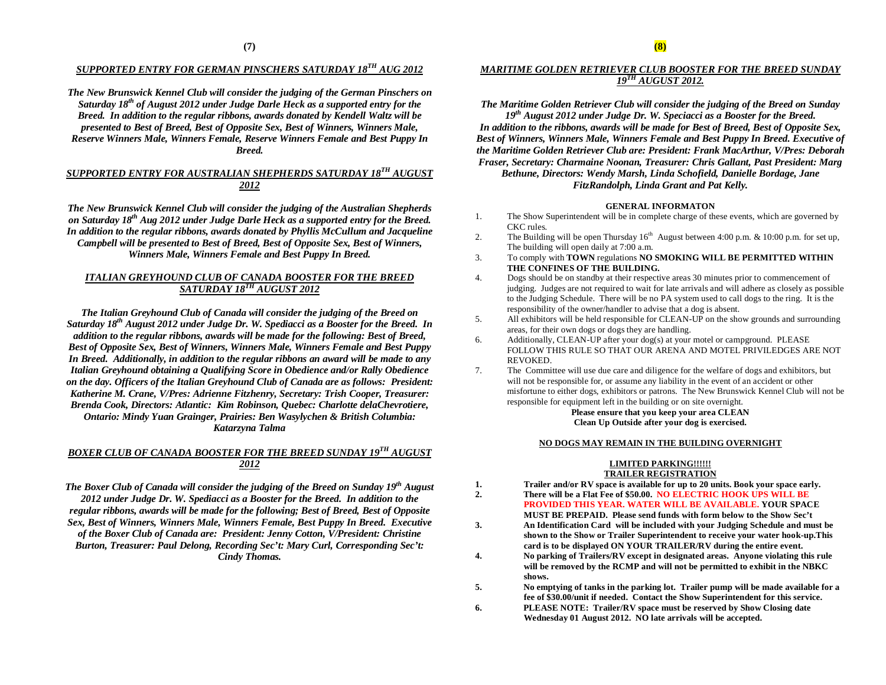## *SUPPORTED ENTRY FOR GERMAN PINSCHERS SATURDAY 18TH AUG 2012*

***The New Brunswick Kennel Club will consider the judging of the German Pinschers on Saturday 18th of August 2012 under Judge Darle Heck as a supported entry for the Breed. In addition to the regular ribbons, awards donated by Kendell Waltz will be presented to Best of Breed, Best of Opposite Sex, Best of Winners, Winners Male, Reserve Winners Male, Winners Female, Reserve Winners Female and Best Puppy In Breed.***

## *SUPPORTED ENTRY FOR AUSTRALIAN SHEPHERDS SATURDAY 18TH AUGUST 2012*

***The New Brunswick Kennel Club will consider the judging of the Australian Shepherds on Saturday 18th Aug 2012 under Judge Darle Heck as a supported entry for the Breed. In addition to the regular ribbons, awards donated by Phyllis McCullum and Jacqueline Campbell will be presented to Best of Breed, Best of Opposite Sex, Best of Winners, Winners Male, Winners Female and Best Puppy In Breed.***

## *ITALIAN GREYHOUND CLUB OF CANADA BOOSTER FOR THE BREED SATURDAY 18TH AUGUST 2012*

***The Italian Greyhound Club of Canada will consider the judging of the Breed on Saturday 18th August 2012 under Judge Dr. W. Spediacci as a Booster for the Breed. In addition to the regular ribbons, awards will be made for the following: Best of Breed, Best of Opposite Sex, Best of Winners, Winners Male, Winners Female and Best Puppy In Breed. Additionally, in addition to the regular ribbons an award will be made to any Italian Greyhound obtaining a Qualifying Score in Obedience and/or Rally Obedience on the day. Officers of the Italian Greyhound Club of Canada are as follows: President: Katherine M. Crane, V/Pres: Adrienne Fitzhenry, Secretary: Trish Cooper, Treasurer: Brenda Cook, Directors: Atlantic: Kim Robinson, Quebec: Charlotte delaChevrotiere, Ontario: Mindy Yuan Grainger, Prairies: Ben Wasylychen & British Columbia: Katarzyna Talma***

## *BOXER CLUB OF CANADA BOOSTER FOR THE BREED SUNDAY 19TH AUGUST 2012*

***The Boxer Club of Canada will consider the judging of the Breed on Sunday 19th August 2012 under Judge Dr. W. Spediacci as a Booster for the Breed. In addition to the regular ribbons, awards will be made for the following; Best of Breed, Best of Opposite Sex, Best of Winners, Winners Male, Winners Female, Best Puppy In Breed. Executive of the Boxer Club of Canada are: President: Jenny Cotton, V/President: Christine Burton, Treasurer: Paul Delong, Recording Sec't: Mary Curl, Corresponding Sec't: Cindy Thomas.***

## *MARITIME GOLDEN RETRIEVER CLUB BOOSTER FOR THE BREED SUNDAY 19TH AUGUST 2012.*

***The Maritime Golden Retriever Club will consider the judging of the Breed on Sunday 19th August 2012 under Judge Dr. W. Speciacci as a Booster for the Breed. In addition to the ribbons, awards will be made for Best of Breed, Best of Opposite Sex, Best of Winners, Winners Male, Winners Female and Best Puppy In Breed. Executive of the Maritime Golden Retriever Club are: President: Frank MacArthur, V/Pres: Deborah Fraser, Secretary: Charmaine Noonan, Treasurer: Chris Gallant, Past President: Marg Bethune, Directors: Wendy Marsh, Linda Schofield, Danielle Bordage, Jane FitzRandolph, Linda Grant and Pat Kelly.***

### GENERAL INFORMATON

1. The Show Superintendent will be in complete charge of these events, which are governed by CKC rules.
2. The Building will be open Thursday 16th August between 4:00 p.m. & 10:00 p.m. for set up, The building will open daily at 7:00 a.m.
3. To comply with **TOWN** regulations **NO SMOKING WILL BE PERMITTED WITHIN THE CONFINES OF THE BUILDING.**
4. Dogs should be on standby at their respective areas 30 minutes prior to commencement of judging. Judges are not required to wait for late arrivals and will adhere as closely as possible to the Judging Schedule. There will be no PA system used to call dogs to the ring. It is the responsibility of the owner/handler to advise that a dog is absent.
5. All exhibitors will be held responsible for CLEAN-UP on the show grounds and surrounding areas, for their own dogs or dogs they are handling.
6. Additionally, CLEAN-UP after your dog(s) at your motel or campground. PLEASE FOLLOW THIS RULE SO THAT OUR ARENA AND MOTEL PRIVILEDGES ARE NOT REVOKED.
7. The Committee will use due care and diligence for the welfare of dogs and exhibitors, but will not be responsible for, or assume any liability in the event of an accident or other misfortune to either dogs, exhibitors or patrons. The New Brunswick Kennel Club will not be responsible for equipment left in the building or on site overnight.

**Please ensure that you keep your area CLEAN**
**Clean Up Outside after your dog is exercised.**

**NO DOGS MAY REMAIN IN THE BUILDING OVERNIGHT**

**LIMITED PARKING!!!!!!**
**TRAILER REGISTRATION**

1. **Trailer and/or RV space is available for up to 20 units. Book your space early.**
2. **There will be a Flat Fee of $50.00. NO ELECTRIC HOOK UPS WILL BE PROVIDED THIS YEAR. WATER WILL BE AVAILABLE. YOUR SPACE MUST BE PREPAID. Please send funds with form below to the Show Sec't**
3. **An Identification Card will be included with your Judging Schedule and must be shown to the Show or Trailer Superintendent to receive your water hook-up.This card is to be displayed ON YOUR TRAILER/RV during the entire event.**
4. **No parking of Trailers/RV except in designated areas. Anyone violating this rule will be removed by the RCMP and will not be permitted to exhibit in the NBKC shows.**
5. **No emptying of tanks in the parking lot. Trailer pump will be made available for a fee of $30.00/unit if needed. Contact the Show Superintendent for this service.**
6. **PLEASE NOTE: Trailer/RV space must be reserved by Show Closing date Wednesday 01 August 2012. NO late arrivals will be accepted.**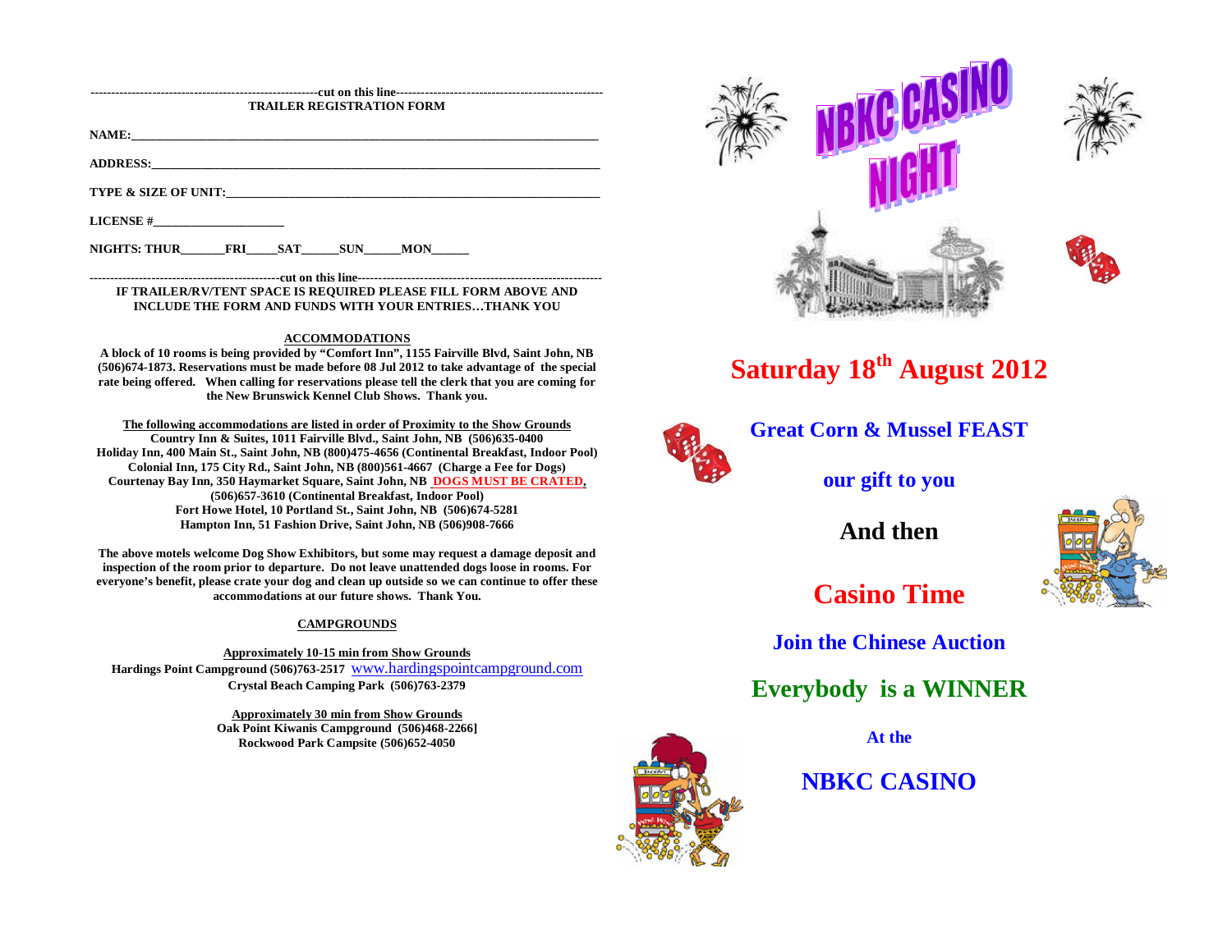---------------------------------------------------------cut on this line---------------------------------------------------

**TRAILER REGISTRATION FORM**

**NAME:**_______________________________________________________________________________

**ADDRESS:**____________________________________________________________________________

**TYPE & SIZE OF UNIT:**_________________________________________________________________

**LICENSE #**______________________

**NIGHTS: THUR**_______**FRI**_____**SAT**______**SUN**______**MON**______

----------------------------------------------cut on this line-----------------------------------------------------------

**IF TRAILER/RV/TENT SPACE IS REQUIRED PLEASE FILL FORM ABOVE AND INCLUDE THE FORM AND FUNDS WITH YOUR ENTRIES…THANK YOU**

## ACCOMMODATIONS

**A block of 10 rooms is being provided by "Comfort Inn", 1155 Fairville Blvd, Saint John, NB (506)674-1873. Reservations must be made before 08 Jul 2012 to take advantage of the special rate being offered. When calling for reservations please tell the clerk that you are coming for the New Brunswick Kennel Club Shows. Thank you.**

**The following accommodations are listed in order of Proximity to the Show Grounds**

**Country Inn & Suites, 1011 Fairville Blvd., Saint John, NB (506)635-0400**
**Holiday Inn, 400 Main St., Saint John, NB (800)475-4656 (Continental Breakfast, Indoor Pool)**
**Colonial Inn, 175 City Rd., Saint John, NB (800)561-4667 (Charge a Fee for Dogs)**
**Courtenay Bay Inn, 350 Haymarket Square, Saint John, NB DOGS MUST BE CRATED, (506)657-3610 (Continental Breakfast, Indoor Pool)**
**Fort Howe Hotel, 10 Portland St., Saint John, NB (506)674-5281**
**Hampton Inn, 51 Fashion Drive, Saint John, NB (506)908-7666**

**The above motels welcome Dog Show Exhibitors, but some may request a damage deposit and inspection of the room prior to departure. Do not leave unattended dogs loose in rooms. For everyone's benefit, please crate your dog and clean up outside so we can continue to offer these accommodations at our future shows. Thank You.**

## CAMPGROUNDS

**Approximately 10-15 min from Show Grounds**
**Hardings Point Campground (506)763-2517** www.hardingspointcampground.com
**Crystal Beach Camping Park (506)763-2379**

**Approximately 30 min from Show Grounds**
**Oak Point Kiwanis Campground (506)468-2266]**
**Rockwood Park Campsite (506)652-4050**

# NBKC CASINO NIGHT

## Saturday 18th August 2012

**Great Corn & Mussel FEAST**

**our gift to you**

**And then**

## Casino Time

**Join the Chinese Auction**

**Everybody is a WINNER**

**At the**

## NBKC CASINO